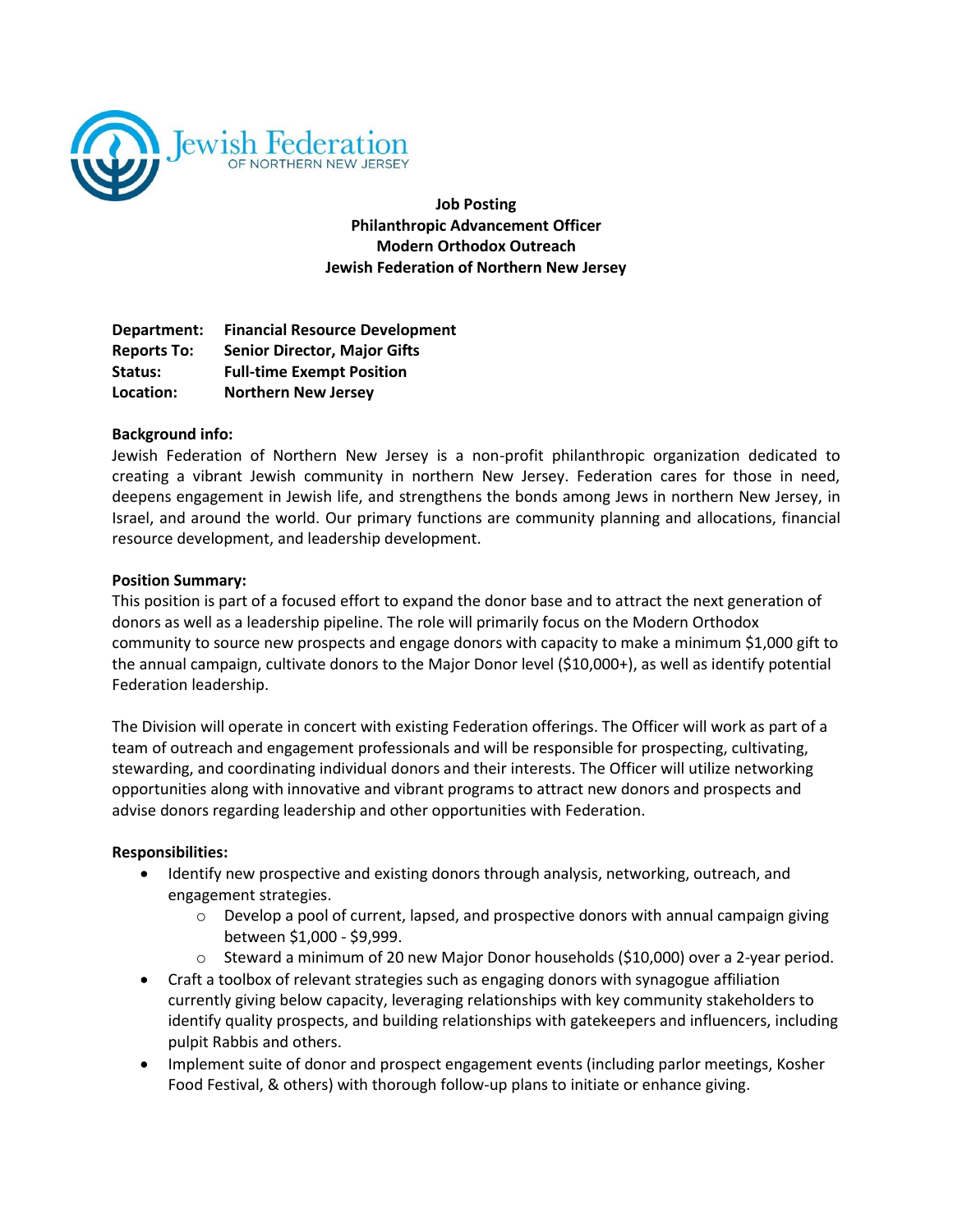Jewish Federation OF NORTHERN NEW JERSEY

**Job Posting**
**Philanthropic Advancement Officer**
**Modern Orthodox Outreach**
**Jewish Federation of Northern New Jersey**

**Department:** **Financial Resource Development**
**Reports To:** **Senior Director, Major Gifts**
**Status:** **Full-time Exempt Position**
**Location:** **Northern New Jersey**

**Background info:**
Jewish Federation of Northern New Jersey is a non-profit philanthropic organization dedicated to creating a vibrant Jewish community in northern New Jersey. Federation cares for those in need, deepens engagement in Jewish life, and strengthens the bonds among Jews in northern New Jersey, in Israel, and around the world. Our primary functions are community planning and allocations, financial resource development, and leadership development.

**Position Summary:**
This position is part of a focused effort to expand the donor base and to attract the next generation of donors as well as a leadership pipeline. The role will primarily focus on the Modern Orthodox community to source new prospects and engage donors with capacity to make a minimum $1,000 gift to the annual campaign, cultivate donors to the Major Donor level ($10,000+), as well as identify potential Federation leadership.

The Division will operate in concert with existing Federation offerings. The Officer will work as part of a team of outreach and engagement professionals and will be responsible for prospecting, cultivating, stewarding, and coordinating individual donors and their interests. The Officer will utilize networking opportunities along with innovative and vibrant programs to attract new donors and prospects and advise donors regarding leadership and other opportunities with Federation.

**Responsibilities:**

- Identify new prospective and existing donors through analysis, networking, outreach, and engagement strategies.
    - Develop a pool of current, lapsed, and prospective donors with annual campaign giving between $1,000 - $9,999.
    - Steward a minimum of 20 new Major Donor households ($10,000) over a 2-year period.
- Craft a toolbox of relevant strategies such as engaging donors with synagogue affiliation currently giving below capacity, leveraging relationships with key community stakeholders to identify quality prospects, and building relationships with gatekeepers and influencers, including pulpit Rabbis and others.
- Implement suite of donor and prospect engagement events (including parlor meetings, Kosher Food Festival, & others) with thorough follow-up plans to initiate or enhance giving.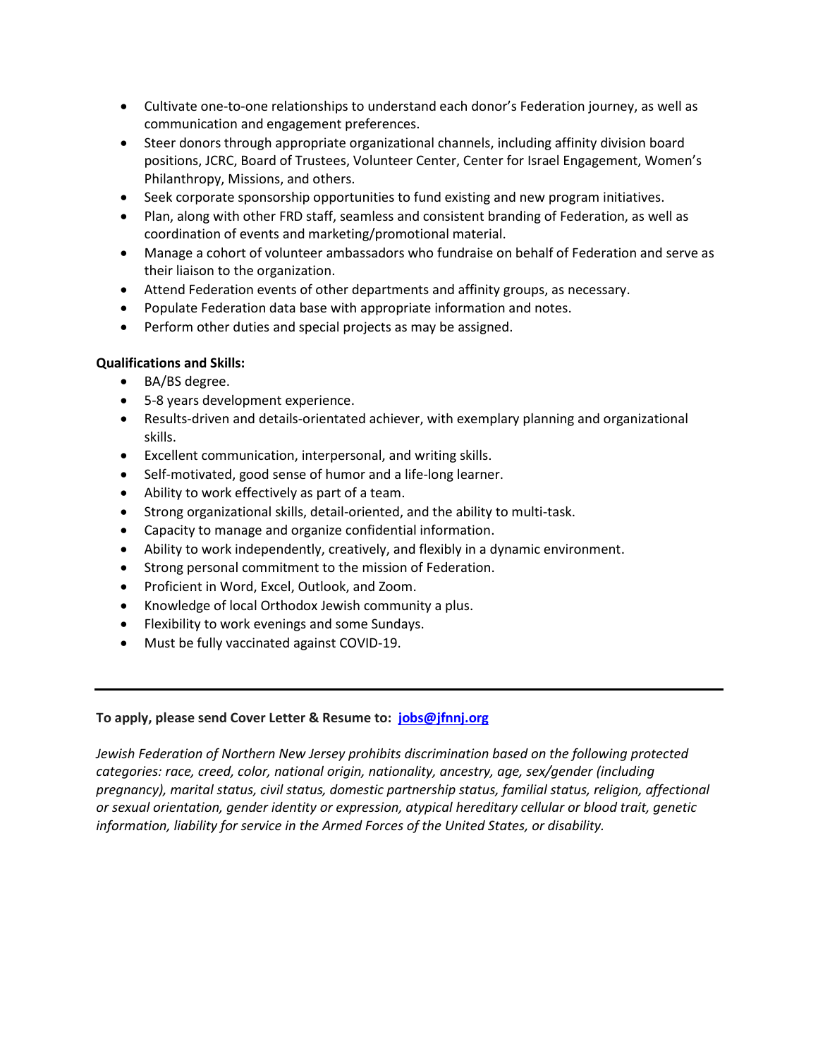- Cultivate one-to-one relationships to understand each donor's Federation journey, as well as communication and engagement preferences.
- Steer donors through appropriate organizational channels, including affinity division board positions, JCRC, Board of Trustees, Volunteer Center, Center for Israel Engagement, Women's Philanthropy, Missions, and others.
- Seek corporate sponsorship opportunities to fund existing and new program initiatives.
- Plan, along with other FRD staff, seamless and consistent branding of Federation, as well as coordination of events and marketing/promotional material.
- Manage a cohort of volunteer ambassadors who fundraise on behalf of Federation and serve as their liaison to the organization.
- Attend Federation events of other departments and affinity groups, as necessary.
- Populate Federation data base with appropriate information and notes.
- Perform other duties and special projects as may be assigned.

**Qualifications and Skills:**

- BA/BS degree.
- 5-8 years development experience.
- Results-driven and details-orientated achiever, with exemplary planning and organizational skills.
- Excellent communication, interpersonal, and writing skills.
- Self-motivated, good sense of humor and a life-long learner.
- Ability to work effectively as part of a team.
- Strong organizational skills, detail-oriented, and the ability to multi-task.
- Capacity to manage and organize confidential information.
- Ability to work independently, creatively, and flexibly in a dynamic environment.
- Strong personal commitment to the mission of Federation.
- Proficient in Word, Excel, Outlook, and Zoom.
- Knowledge of local Orthodox Jewish community a plus.
- Flexibility to work evenings and some Sundays.
- Must be fully vaccinated against COVID-19.

---

**To apply, please send Cover Letter & Resume to: jobs@jfnnj.org**

*Jewish Federation of Northern New Jersey prohibits discrimination based on the following protected categories: race, creed, color, national origin, nationality, ancestry, age, sex/gender (including pregnancy), marital status, civil status, domestic partnership status, familial status, religion, affectional or sexual orientation, gender identity or expression, atypical hereditary cellular or blood trait, genetic information, liability for service in the Armed Forces of the United States, or disability.*